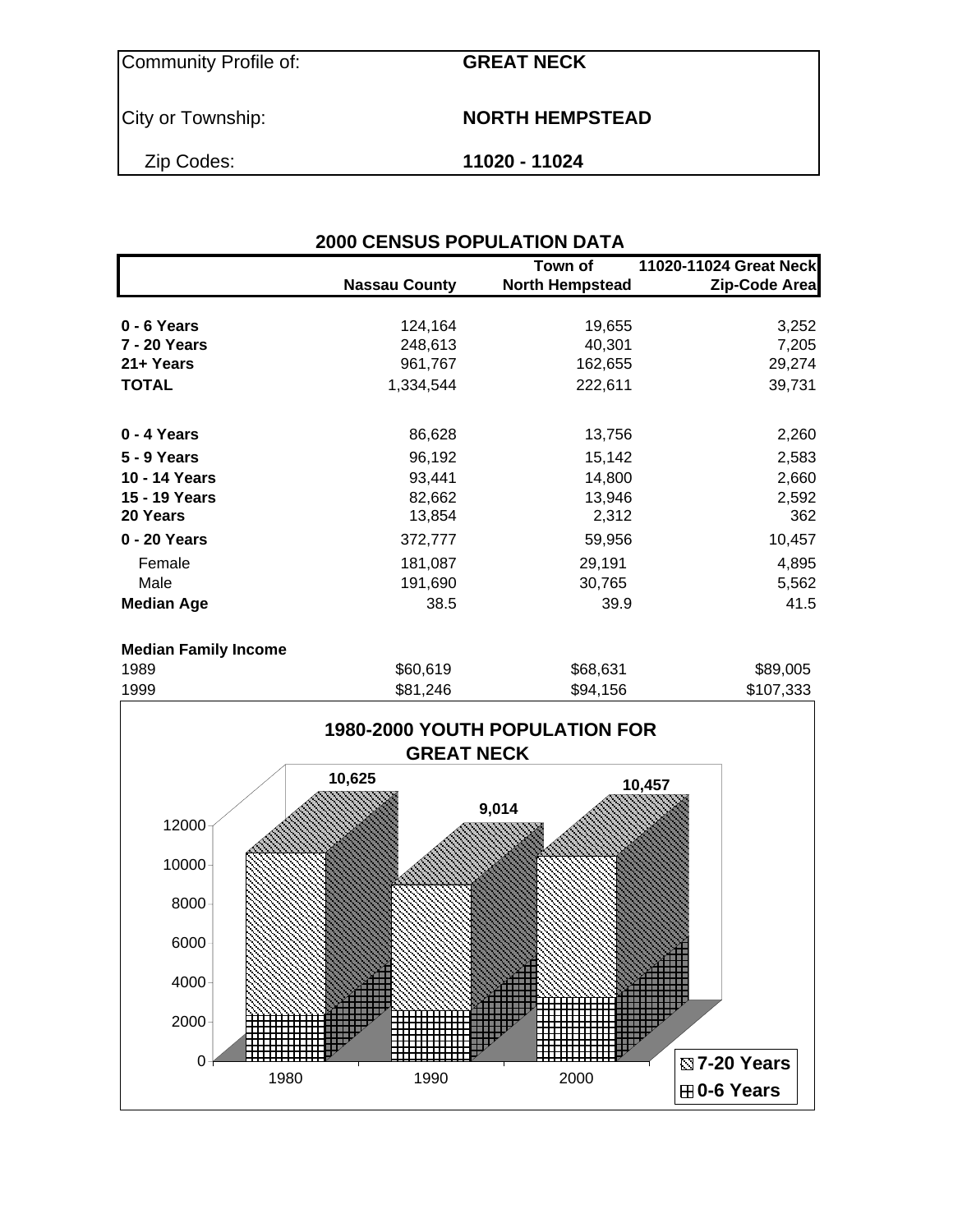| | |
|---|---|
| Community Profile of: | **GREAT NECK** |
| City or Township: | **NORTH HEMPSTEAD** |
| Zip Codes: | **11020 - 11024** |

## 2000 CENSUS POPULATION DATA

| | Nassau County | Town of North Hempstead | 11020-11024 Great Neck Zip-Code Area |
|---|---|---|---|
| **0 - 6 Years** | 124,164 | 19,655 | 3,252 |
| **7 - 20 Years** | 248,613 | 40,301 | 7,205 |
| **21+ Years** | 961,767 | 162,655 | 29,274 |
| **TOTAL** | 1,334,544 | 222,611 | 39,731 |
| **0 - 4 Years** | 86,628 | 13,756 | 2,260 |
| **5 - 9 Years** | 96,192 | 15,142 | 2,583 |
| **10 - 14 Years** | 93,441 | 14,800 | 2,660 |
| **15 - 19 Years** | 82,662 | 13,946 | 2,592 |
| **20 Years** | 13,854 | 2,312 | 362 |
| **0 - 20 Years** | 372,777 | 59,956 | 10,457 |
| Female | 181,087 | 29,191 | 4,895 |
| Male | 191,690 | 30,765 | 5,562 |
| **Median Age** | 38.5 | 39.9 | 41.5 |
| **Median Family Income** | | | |
| 1989 | $60,619 | $68,631 | $89,005 |
| 1999 | $81,246 | $94,156 | $107,333 |

**1980-2000 YOUTH POPULATION FOR GREAT NECK**

10,625
9,014
10,457

12000
10000
8000
6000
4000
2000
0

1980
1990
2000

7-20 Years
0-6 Years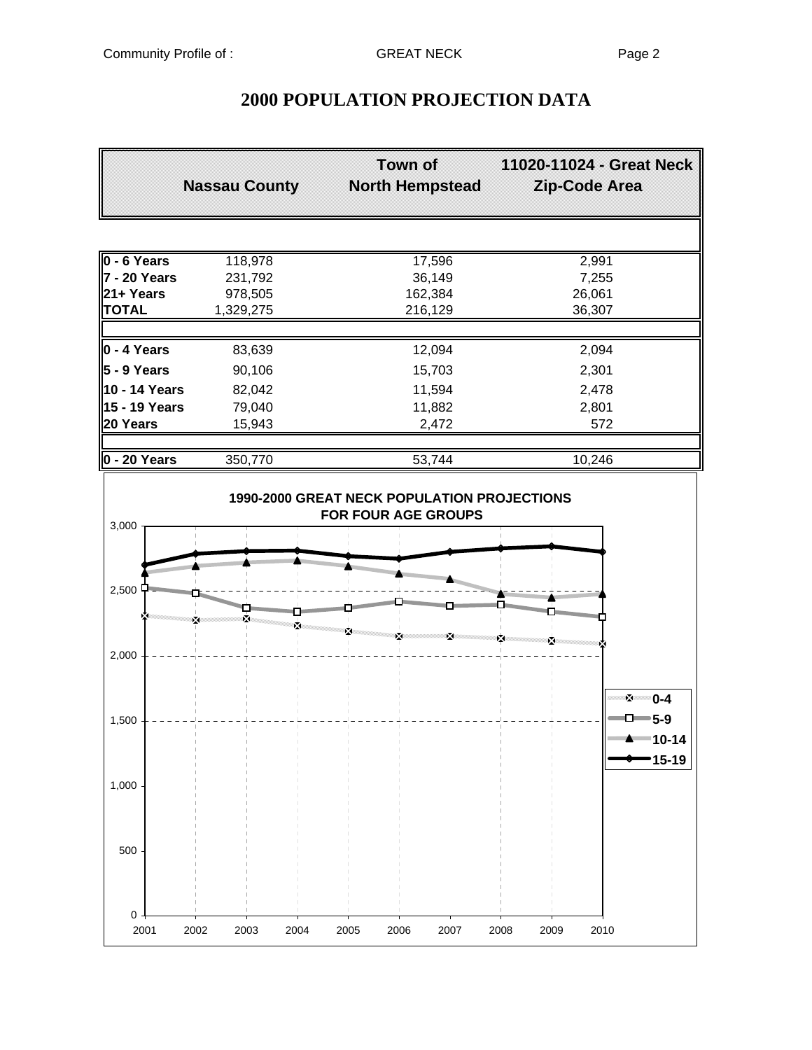# 2000 POPULATION PROJECTION DATA

| | Nassau County | Town of North Hempstead | 11020-11024 - Great Neck Zip-Code Area |
|---|---|---|---|
| **0 - 6 Years** | 118,978 | 17,596 | 2,991 |
| **7 - 20 Years** | 231,792 | 36,149 | 7,255 |
| **21+ Years** | 978,505 | 162,384 | 26,061 |
| **TOTAL** | 1,329,275 | 216,129 | 36,307 |
| | | | |
| **0 - 4 Years** | 83,639 | 12,094 | 2,094 |
| **5 - 9 Years** | 90,106 | 15,703 | 2,301 |
| **10 - 14 Years** | 82,042 | 11,594 | 2,478 |
| **15 - 19 Years** | 79,040 | 11,882 | 2,801 |
| **20 Years** | 15,943 | 2,472 | 572 |
| | | | |
| **0 - 20 Years** | 350,770 | 53,744 | 10,246 |

**1990-2000 GREAT NECK POPULATION PROJECTIONS FOR FOUR AGE GROUPS**

3,000
2,500
2,000
1,500
1,000
500
0

2001 2002 2003 2004 2005 2006 2007 2008 2009 2010

0-4
5-9
10-14
15-19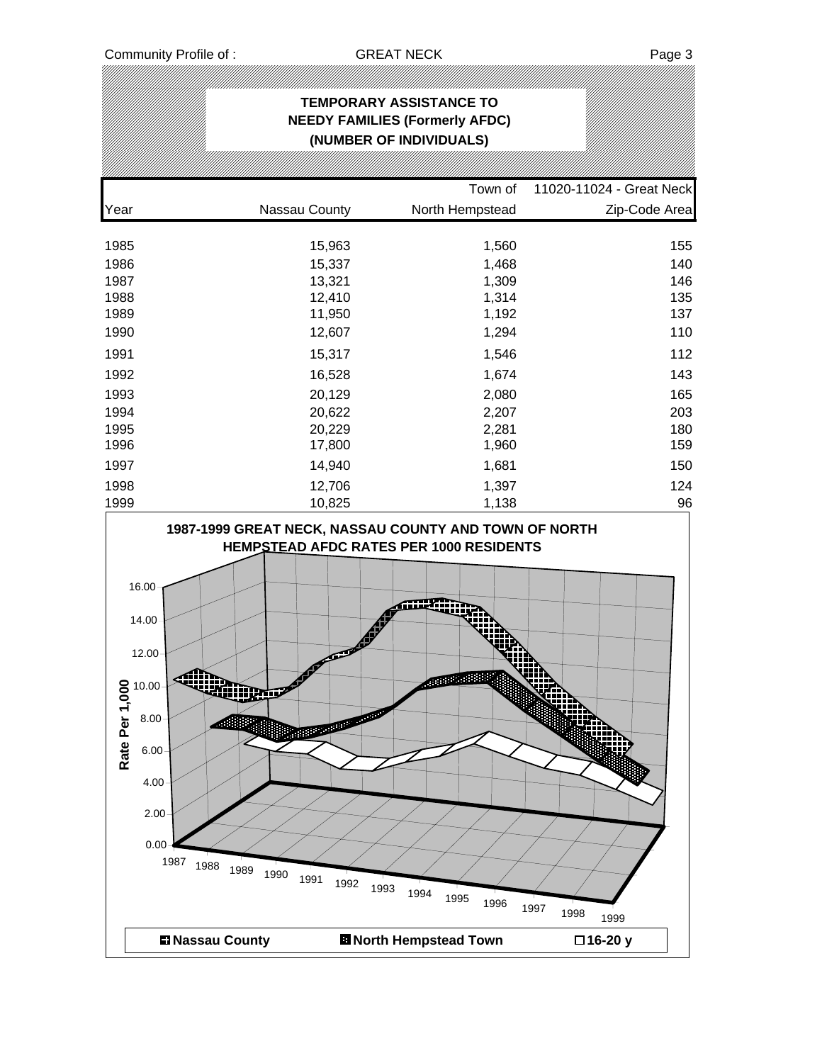## TEMPORARY ASSISTANCE TO NEEDY FAMILIES (Formerly AFDC) (NUMBER OF INDIVIDUALS)

| Year | Nassau County | Town of North Hempstead | 11020-11024 - Great Neck Zip-Code Area |
|---|---|---|---|
| 1985 | 15,963 | 1,560 | 155 |
| 1986 | 15,337 | 1,468 | 140 |
| 1987 | 13,321 | 1,309 | 146 |
| 1988 | 12,410 | 1,314 | 135 |
| 1989 | 11,950 | 1,192 | 137 |
| 1990 | 12,607 | 1,294 | 110 |
| 1991 | 15,317 | 1,546 | 112 |
| 1992 | 16,528 | 1,674 | 143 |
| 1993 | 20,129 | 2,080 | 165 |
| 1994 | 20,622 | 2,207 | 203 |
| 1995 | 20,229 | 2,281 | 180 |
| 1996 | 17,800 | 1,960 | 159 |
| 1997 | 14,940 | 1,681 | 150 |
| 1998 | 12,706 | 1,397 | 124 |
| 1999 | 10,825 | 1,138 | 96 |

1987-1999 GREAT NECK, NASSAU COUNTY AND TOWN OF NORTH HEMPSTEAD AFDC RATES PER 1000 RESIDENTS

Rate Per 1,000

16.00
14.00
12.00
10.00
8.00
6.00
4.00
2.00
0.00

1987 1988 1989 1990 1991 1992 1993 1994 1995 1996 1997 1998 1999

Nassau County
North Hempstead Town
16-20 y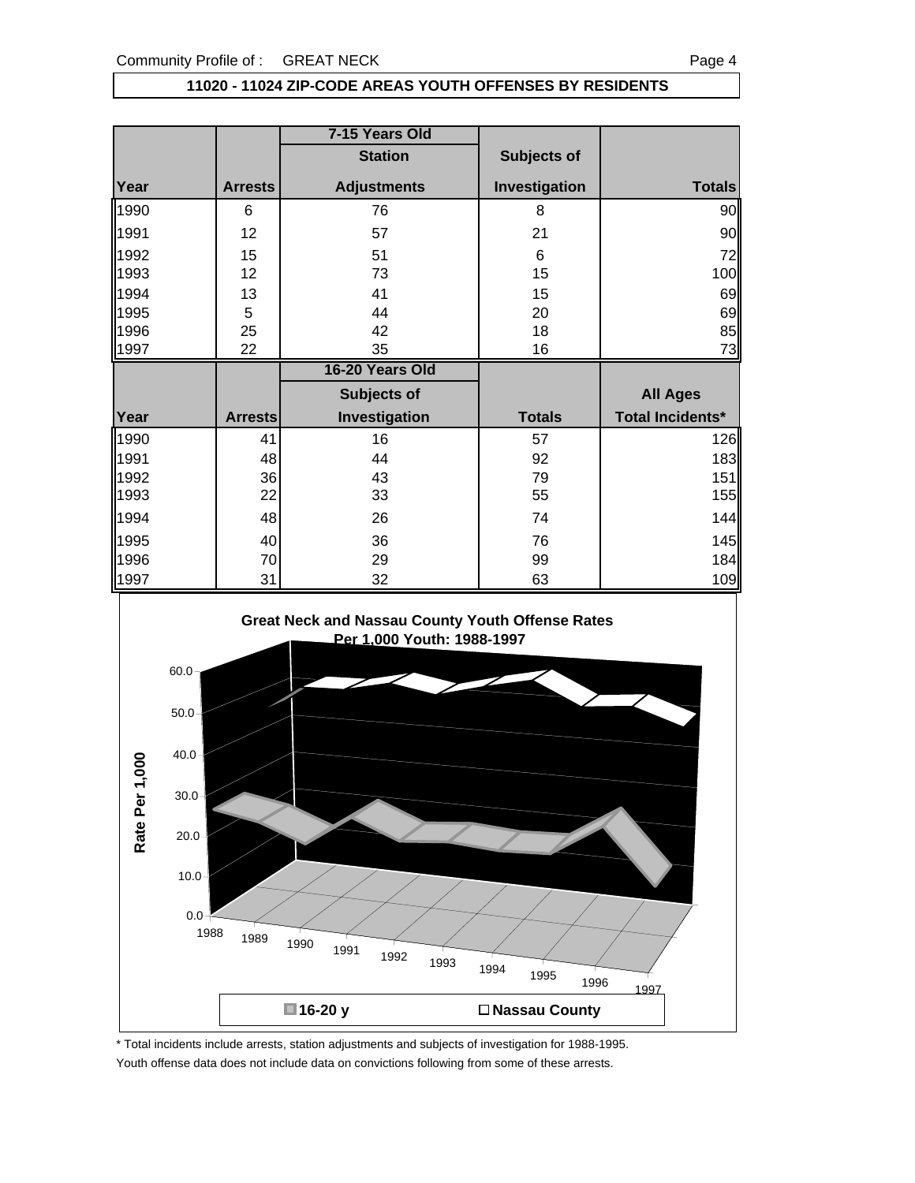## 11020 - 11024 ZIP-CODE AREAS YOUTH OFFENSES BY RESIDENTS

| | | 7-15 Years Old | | |
|---|---|---|---|---|
| | | Station | Subjects of | |
| Year | Arrests | Adjustments | Investigation | Totals |
| 1990 | 6 | 76 | 8 | 90 |
| 1991 | 12 | 57 | 21 | 90 |
| 1992 | 15 | 51 | 6 | 72 |
| 1993 | 12 | 73 | 15 | 100 |
| 1994 | 13 | 41 | 15 | 69 |
| 1995 | 5 | 44 | 20 | 69 |
| 1996 | 25 | 42 | 18 | 85 |
| 1997 | 22 | 35 | 16 | 73 |

| | | 16-20 Years Old | | |
|---|---|---|---|---|
| | | Subjects of | | All Ages |
| Year | Arrests | Investigation | Totals | Total Incidents* |
| 1990 | 41 | 16 | 57 | 126 |
| 1991 | 48 | 44 | 92 | 183 |
| 1992 | 36 | 43 | 79 | 151 |
| 1993 | 22 | 33 | 55 | 155 |
| 1994 | 48 | 26 | 74 | 144 |
| 1995 | 40 | 36 | 76 | 145 |
| 1996 | 70 | 29 | 99 | 184 |
| 1997 | 31 | 32 | 63 | 109 |

**Great Neck and Nassau County Youth Offense Rates Per 1,000 Youth: 1988-1997**

\* Total incidents include arrests, station adjustments and subjects of investigation for 1988-1995.

Youth offense data does not include data on convictions following from some of these arrests.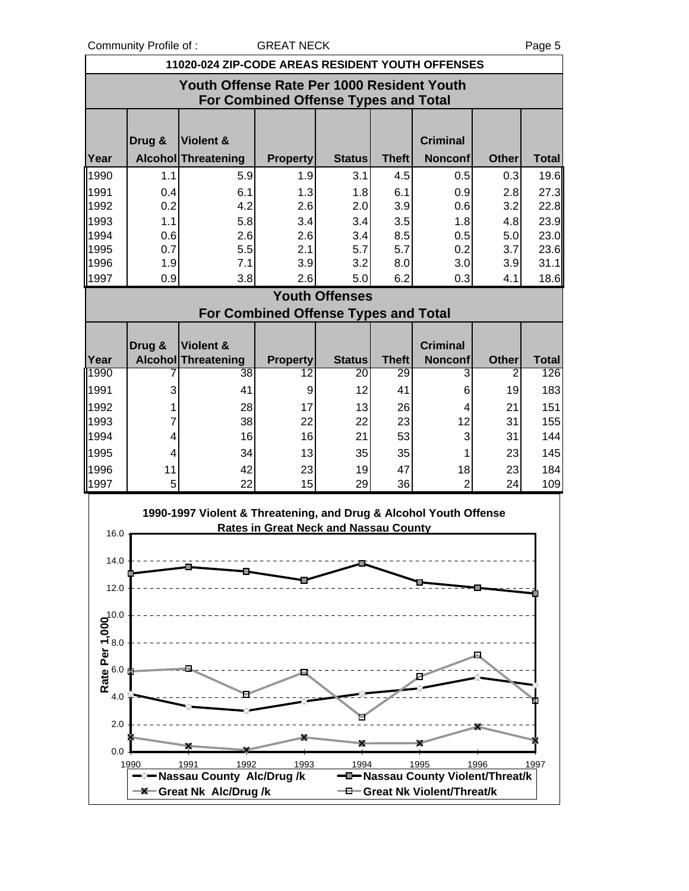## 11020-024 ZIP-CODE AREAS RESIDENT YOUTH OFFENSES

### Youth Offense Rate Per 1000 Resident Youth For Combined Offense Types and Total

| Year | Drug & Alcohol | Violent & Threatening | Property | Status | Theft | Criminal Nonconf | Other | Total |
|---|---|---|---|---|---|---|---|---|
| 1990 | 1.1 | 5.9 | 1.9 | 3.1 | 4.5 | 0.5 | 0.3 | 19.6 |
| 1991 | 0.4 | 6.1 | 1.3 | 1.8 | 6.1 | 0.9 | 2.8 | 27.3 |
| 1992 | 0.2 | 4.2 | 2.6 | 2.0 | 3.9 | 0.6 | 3.2 | 22.8 |
| 1993 | 1.1 | 5.8 | 3.4 | 3.4 | 3.5 | 1.8 | 4.8 | 23.9 |
| 1994 | 0.6 | 2.6 | 2.6 | 3.4 | 8.5 | 0.5 | 5.0 | 23.0 |
| 1995 | 0.7 | 5.5 | 2.1 | 5.7 | 5.7 | 0.2 | 3.7 | 23.6 |
| 1996 | 1.9 | 7.1 | 3.9 | 3.2 | 8.0 | 3.0 | 3.9 | 31.1 |
| 1997 | 0.9 | 3.8 | 2.6 | 5.0 | 6.2 | 0.3 | 4.1 | 18.6 |

### Youth Offenses For Combined Offense Types and Total

| Year | Drug & Alcohol | Violent & Threatening | Property | Status | Theft | Criminal Nonconf | Other | Total |
|---|---|---|---|---|---|---|---|---|
| 1990 | 7 | 38 | 12 | 20 | 29 | 3 | 2 | 126 |
| 1991 | 3 | 41 | 9 | 12 | 41 | 6 | 19 | 183 |
| 1992 | 1 | 28 | 17 | 13 | 26 | 4 | 21 | 151 |
| 1993 | 7 | 38 | 22 | 22 | 23 | 12 | 31 | 155 |
| 1994 | 4 | 16 | 16 | 21 | 53 | 3 | 31 | 144 |
| 1995 | 4 | 34 | 13 | 35 | 35 | 1 | 23 | 145 |
| 1996 | 11 | 42 | 23 | 19 | 47 | 18 | 23 | 184 |
| 1997 | 5 | 22 | 15 | 29 | 36 | 2 | 24 | 109 |

1990-1997 Violent & Threatening, and Drug & Alcohol Youth Offense Rates in Great Neck and Nassau County

Rate Per 1,000

16.0
14.0
12.0
10.0
8.0
6.0
4.0
2.0
0.0

1990 1991 1992 1993 1994 1995 1996 1997

Nassau County Alc/Drug /k
Nassau County Violent/Threat/k
Great Nk Alc/Drug /k
Great Nk Violent/Threat/k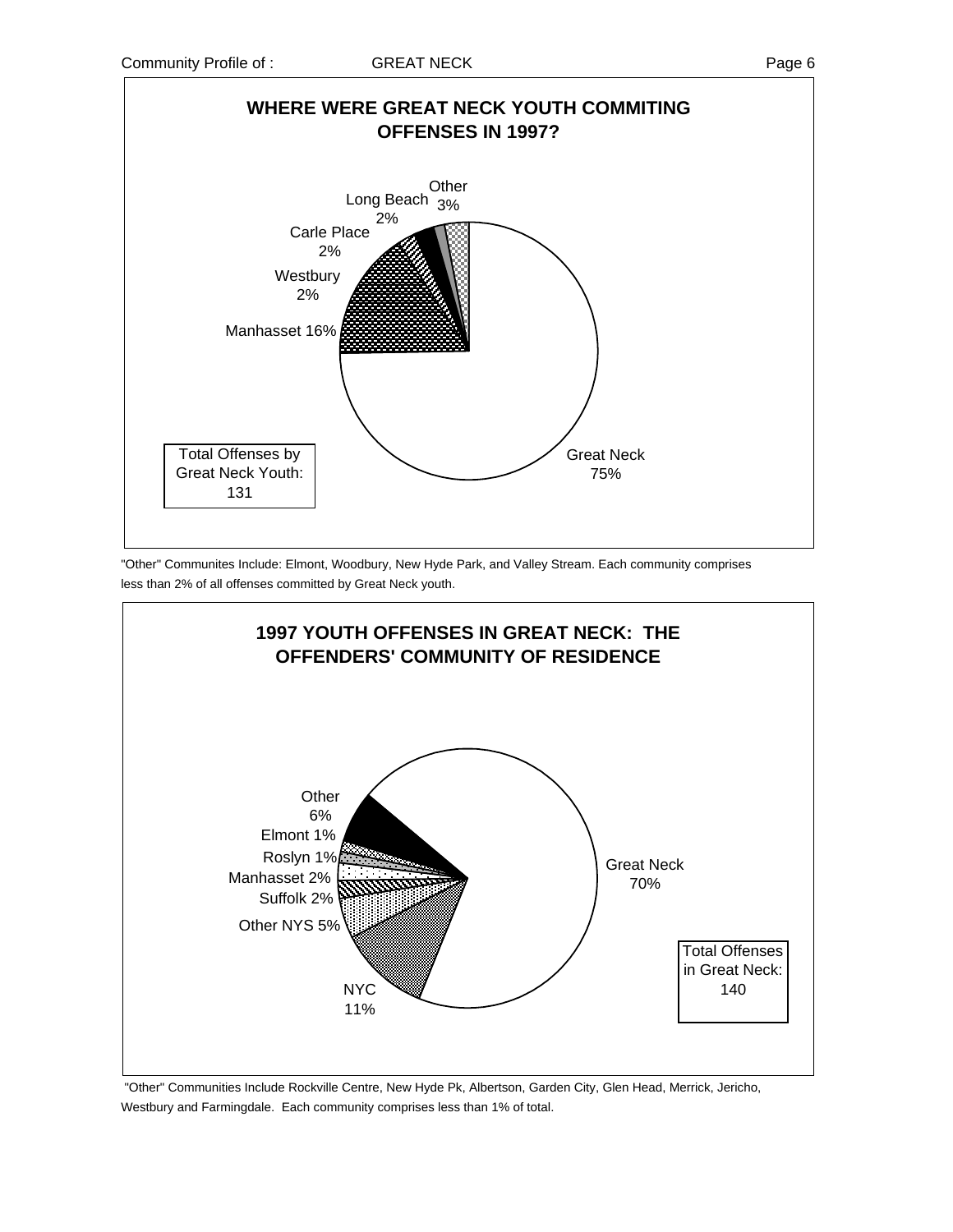## WHERE WERE GREAT NECK YOUTH COMMITING OFFENSES IN 1997?

| Community | Percent |
|---|---|
| Great Neck | 75% |
| Manhasset | 16% |
| Westbury | 2% |
| Carle Place | 2% |
| Long Beach | 2% |
| Other | 3% |

Total Offenses by Great Neck Youth: 131

"Other" Communites Include: Elmont, Woodbury, New Hyde Park, and Valley Stream. Each community comprises less than 2% of all offenses committed by Great Neck youth.

## 1997 YOUTH OFFENSES IN GREAT NECK: THE OFFENDERS' COMMUNITY OF RESIDENCE

| Community | Percent |
|---|---|
| Great Neck | 70% |
| NYC | 11% |
| Other NYS | 5% |
| Suffolk | 2% |
| Manhasset | 2% |
| Roslyn | 1% |
| Elmont | 1% |
| Other | 6% |

Total Offenses in Great Neck: 140

"Other" Communities Include Rockville Centre, New Hyde Pk, Albertson, Garden City, Glen Head, Merrick, Jericho, Westbury and Farmingdale. Each community comprises less than 1% of total.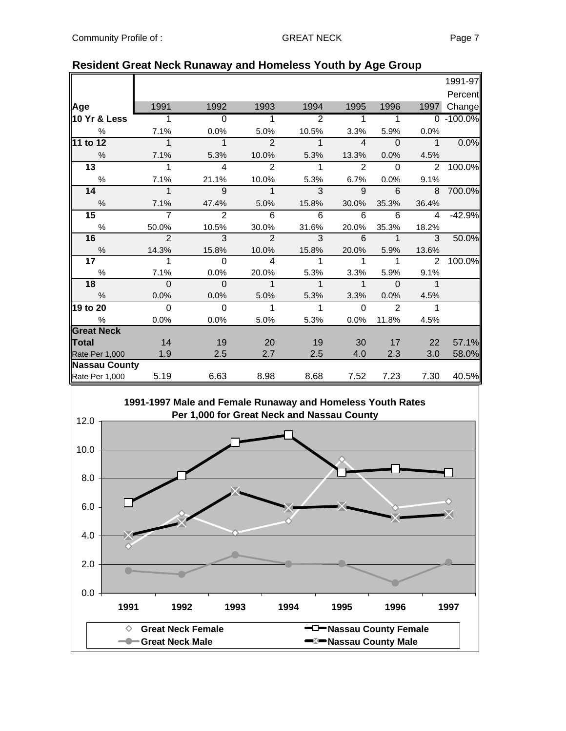## Resident Great Neck Runaway and Homeless Youth by Age Group

| Age | 1991 | 1992 | 1993 | 1994 | 1995 | 1996 | 1997 | 1991-97 Percent Change |
|---|---|---|---|---|---|---|---|---|
| **10 Yr & Less** | 1 | 0 | 1 | 2 | 1 | 1 | 0 | -100.0% |
| % | 7.1% | 0.0% | 5.0% | 10.5% | 3.3% | 5.9% | 0.0% | |
| **11 to 12** | 1 | 1 | 2 | 1 | 4 | 0 | 1 | 0.0% |
| % | 7.1% | 5.3% | 10.0% | 5.3% | 13.3% | 0.0% | 4.5% | |
| **13** | 1 | 4 | 2 | 1 | 2 | 0 | 2 | 100.0% |
| % | 7.1% | 21.1% | 10.0% | 5.3% | 6.7% | 0.0% | 9.1% | |
| **14** | 1 | 9 | 1 | 3 | 9 | 6 | 8 | 700.0% |
| % | 7.1% | 47.4% | 5.0% | 15.8% | 30.0% | 35.3% | 36.4% | |
| **15** | 7 | 2 | 6 | 6 | 6 | 6 | 4 | -42.9% |
| % | 50.0% | 10.5% | 30.0% | 31.6% | 20.0% | 35.3% | 18.2% | |
| **16** | 2 | 3 | 2 | 3 | 6 | 1 | 3 | 50.0% |
| % | 14.3% | 15.8% | 10.0% | 15.8% | 20.0% | 5.9% | 13.6% | |
| **17** | 1 | 0 | 4 | 1 | 1 | 1 | 2 | 100.0% |
| % | 7.1% | 0.0% | 20.0% | 5.3% | 3.3% | 5.9% | 9.1% | |
| **18** | 0 | 0 | 1 | 1 | 1 | 0 | 1 | |
| % | 0.0% | 0.0% | 5.0% | 5.3% | 3.3% | 0.0% | 4.5% | |
| **19 to 20** | 0 | 0 | 1 | 1 | 0 | 2 | 1 | |
| % | 0.0% | 0.0% | 5.0% | 5.3% | 0.0% | 11.8% | 4.5% | |
| **Great Neck** | | | | | | | | |
| **Total** | 14 | 19 | 20 | 19 | 30 | 17 | 22 | 57.1% |
| Rate Per 1,000 | 1.9 | 2.5 | 2.7 | 2.5 | 4.0 | 2.3 | 3.0 | 58.0% |
| **Nassau County** | | | | | | | | |
| Rate Per 1,000 | 5.19 | 6.63 | 8.98 | 8.68 | 7.52 | 7.23 | 7.30 | 40.5% |

**1991-1997 Male and Female Runaway and Homeless Youth Rates Per 1,000 for Great Neck and Nassau County**

12.0
10.0
8.0
6.0
4.0
2.0
0.0

1991 1992 1993 1994 1995 1996 1997

Great Neck Female
Nassau County Female
Great Neck Male
Nassau County Male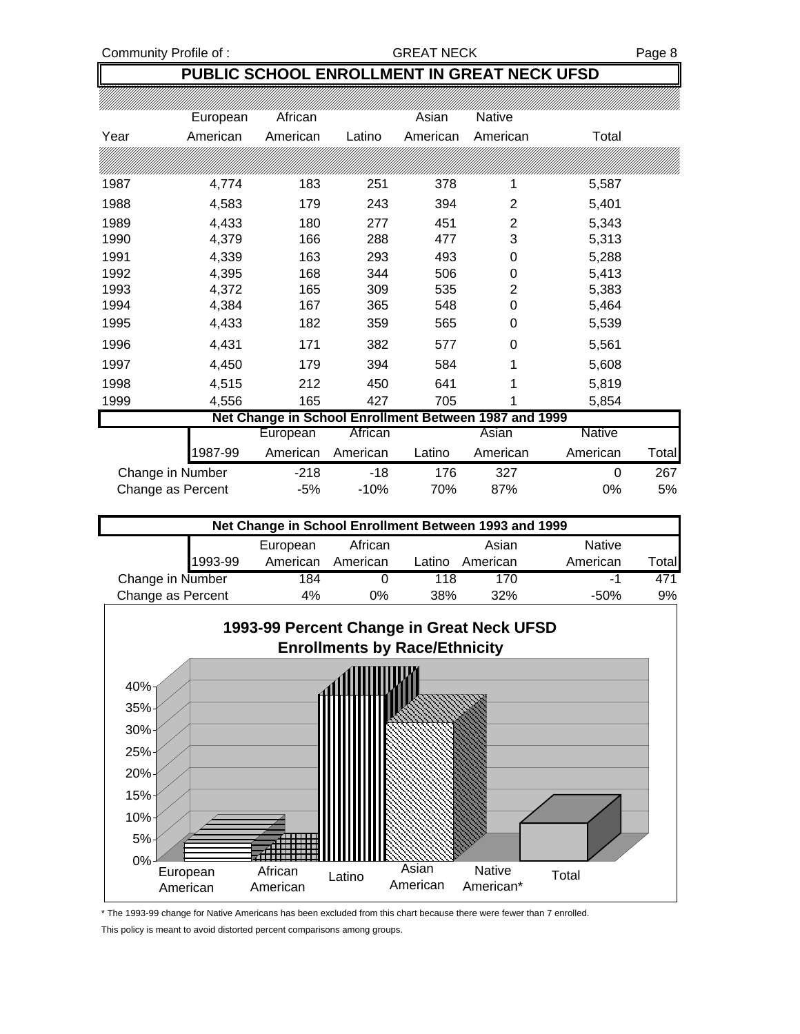## PUBLIC SCHOOL ENROLLMENT IN GREAT NECK UFSD

| Year | European American | African American | Latino | Asian American | Native American | Total |
|---|---|---|---|---|---|---|
| 1987 | 4,774 | 183 | 251 | 378 | 1 | 5,587 |
| 1988 | 4,583 | 179 | 243 | 394 | 2 | 5,401 |
| 1989 | 4,433 | 180 | 277 | 451 | 2 | 5,343 |
| 1990 | 4,379 | 166 | 288 | 477 | 3 | 5,313 |
| 1991 | 4,339 | 163 | 293 | 493 | 0 | 5,288 |
| 1992 | 4,395 | 168 | 344 | 506 | 0 | 5,413 |
| 1993 | 4,372 | 165 | 309 | 535 | 2 | 5,383 |
| 1994 | 4,384 | 167 | 365 | 548 | 0 | 5,464 |
| 1995 | 4,433 | 182 | 359 | 565 | 0 | 5,539 |
| 1996 | 4,431 | 171 | 382 | 577 | 0 | 5,561 |
| 1997 | 4,450 | 179 | 394 | 584 | 1 | 5,608 |
| 1998 | 4,515 | 212 | 450 | 641 | 1 | 5,819 |
| 1999 | 4,556 | 165 | 427 | 705 | 1 | 5,854 |

**Net Change in School Enrollment Between 1987 and 1999**

| 1987-99 | European American | African American | Latino | Asian American | Native American | Total |
|---|---|---|---|---|---|---|
| Change in Number | -218 | -18 | 176 | 327 | 0 | 267 |
| Change as Percent | -5% | -10% | 70% | 87% | 0% | 5% |

**Net Change in School Enrollment Between 1993 and 1999**

| 1993-99 | European American | African American | Latino | Asian American | Native American | Total |
|---|---|---|---|---|---|---|
| Change in Number | 184 | 0 | 118 | 170 | -1 | 471 |
| Change as Percent | 4% | 0% | 38% | 32% | -50% | 9% |

**1993-99 Percent Change in Great Neck UFSD Enrollments by Race/Ethnicity**

40%
35%
30%
25%
20%
15%
10%
5%
0%

European American
African American
Latino
Asian American
Native American*
Total

\* The 1993-99 change for Native Americans has been excluded from this chart because there were fewer than 7 enrolled.

This policy is meant to avoid distorted percent comparisons among groups.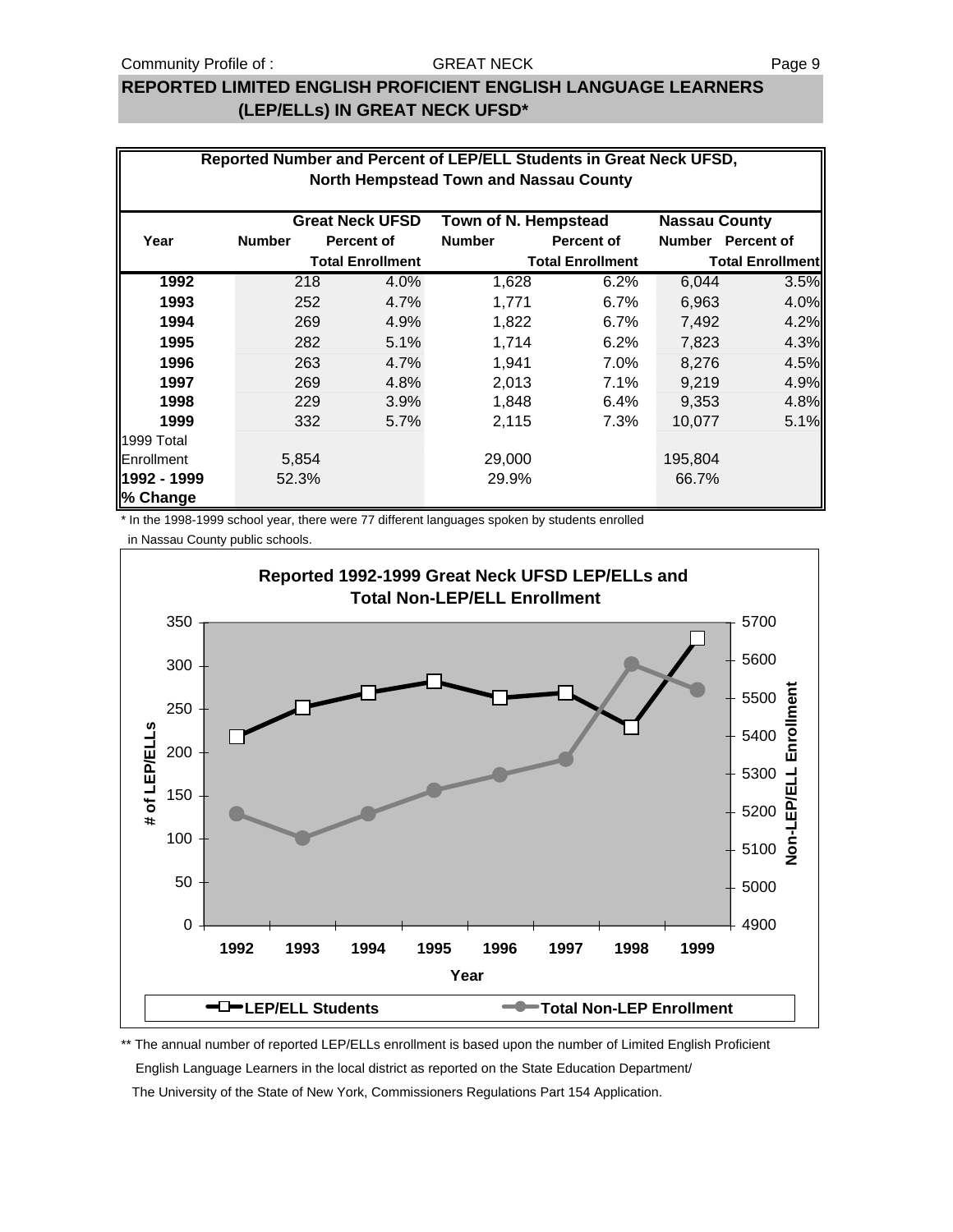## REPORTED LIMITED ENGLISH PROFICIENT ENGLISH LANGUAGE LEARNERS (LEP/ELLs) IN GREAT NECK UFSD*

**Reported Number and Percent of LEP/ELL Students in Great Neck UFSD, North Hempstead Town and Nassau County**

| Year | Great Neck UFSD Number | Great Neck UFSD Percent of Total Enrollment | Town of N. Hempstead Number | Town of N. Hempstead Percent of Total Enrollment | Nassau County Number | Nassau County Percent of Total Enrollment |
|---|---|---|---|---|---|---|
| **1992** | 218 | 4.0% | 1,628 | 6.2% | 6,044 | 3.5% |
| **1993** | 252 | 4.7% | 1,771 | 6.7% | 6,963 | 4.0% |
| **1994** | 269 | 4.9% | 1,822 | 6.7% | 7,492 | 4.2% |
| **1995** | 282 | 5.1% | 1,714 | 6.2% | 7,823 | 4.3% |
| **1996** | 263 | 4.7% | 1,941 | 7.0% | 8,276 | 4.5% |
| **1997** | 269 | 4.8% | 2,013 | 7.1% | 9,219 | 4.9% |
| **1998** | 229 | 3.9% | 1,848 | 6.4% | 9,353 | 4.8% |
| **1999** | 332 | 5.7% | 2,115 | 7.3% | 10,077 | 5.1% |
| 1999 Total Enrollment | 5,854 | | 29,000 | | 195,804 | |
| **1992 - 1999 % Change** | 52.3% | | 29.9% | | 66.7% | |

\* In the 1998-1999 school year, there were 77 different languages spoken by students enrolled in Nassau County public schools.

**Reported 1992-1999 Great Neck UFSD LEP/ELLs and Total Non-LEP/ELL Enrollment**

# of LEP/ELLs: 0, 50, 100, 150, 200, 250, 300, 350

Non-LEP/ELL Enrollment: 4900, 5000, 5100, 5200, 5300, 5400, 5500, 5600, 5700

Year: 1992, 1993, 1994, 1995, 1996, 1997, 1998, 1999

LEP/ELL Students

Total Non-LEP Enrollment

** The annual number of reported LEP/ELLs enrollment is based upon the number of Limited English Proficient English Language Learners in the local district as reported on the State Education Department/ The University of the State of New York, Commissioners Regulations Part 154 Application.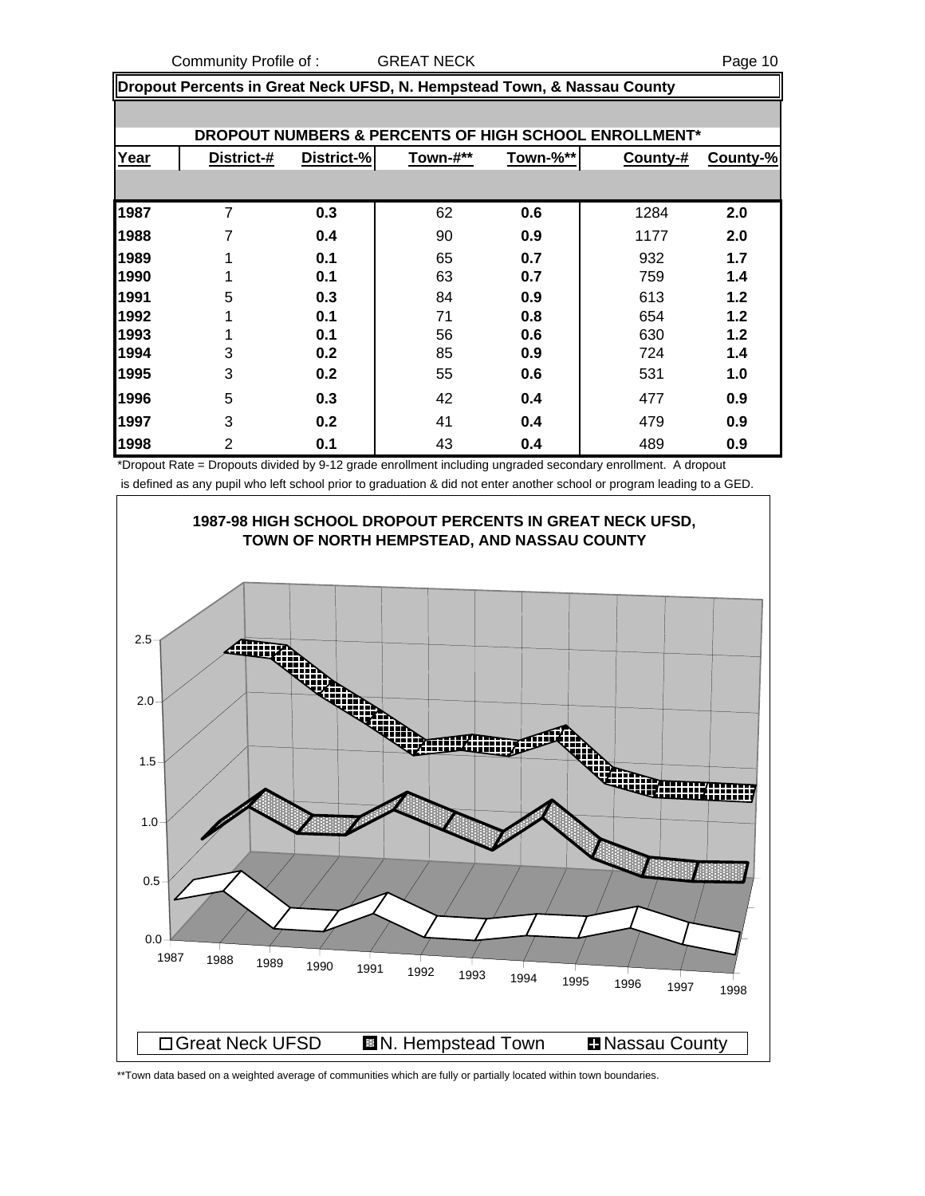## Dropout Percents in Great Neck UFSD, N. Hempstead Town, & Nassau County

### DROPOUT NUMBERS & PERCENTS OF HIGH SCHOOL ENROLLMENT*

| Year | District-# | District-% | Town-#** | Town-%** | County-# | County-% |
|---|---|---|---|---|---|---|
| 1987 | 7 | 0.3 | 62 | 0.6 | 1284 | 2.0 |
| 1988 | 7 | 0.4 | 90 | 0.9 | 1177 | 2.0 |
| 1989 | 1 | 0.1 | 65 | 0.7 | 932 | 1.7 |
| 1990 | 1 | 0.1 | 63 | 0.7 | 759 | 1.4 |
| 1991 | 5 | 0.3 | 84 | 0.9 | 613 | 1.2 |
| 1992 | 1 | 0.1 | 71 | 0.8 | 654 | 1.2 |
| 1993 | 1 | 0.1 | 56 | 0.6 | 630 | 1.2 |
| 1994 | 3 | 0.2 | 85 | 0.9 | 724 | 1.4 |
| 1995 | 3 | 0.2 | 55 | 0.6 | 531 | 1.0 |
| 1996 | 5 | 0.3 | 42 | 0.4 | 477 | 0.9 |
| 1997 | 3 | 0.2 | 41 | 0.4 | 479 | 0.9 |
| 1998 | 2 | 0.1 | 43 | 0.4 | 489 | 0.9 |

*Dropout Rate = Dropouts divided by 9-12 grade enrollment including ungraded secondary enrollment. A dropout is defined as any pupil who left school prior to graduation & did not enter another school or program leading to a GED.

1987-98 HIGH SCHOOL DROPOUT PERCENTS IN GREAT NECK UFSD, TOWN OF NORTH HEMPSTEAD, AND NASSAU COUNTY

2.5
2.0
1.5
1.0
0.5
0.0

1987 1988 1989 1990 1991 1992 1993 1994 1995 1996 1997 1998

Great Neck UFSD N. Hempstead Town Nassau County

**Town data based on a weighted average of communities which are fully or partially located within town boundaries.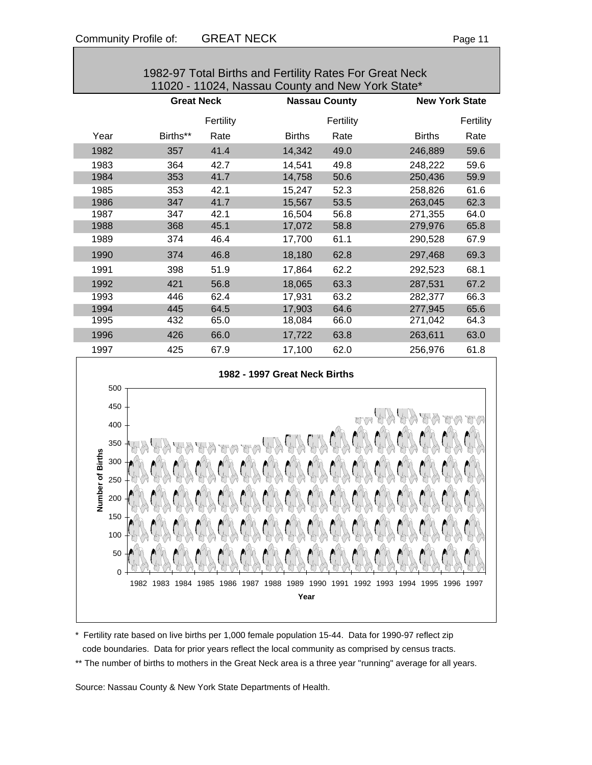## 1982-97 Total Births and Fertility Rates For Great Neck 11020 - 11024, Nassau County and New York State*

| | Great Neck | | Nassau County | | New York State | |
|---|---|---|---|---|---|---|
| Year | Births** | Fertility Rate | Births | Fertility Rate | Births | Fertility Rate |
| 1982 | 357 | 41.4 | 14,342 | 49.0 | 246,889 | 59.6 |
| 1983 | 364 | 42.7 | 14,541 | 49.8 | 248,222 | 59.6 |
| 1984 | 353 | 41.7 | 14,758 | 50.6 | 250,436 | 59.9 |
| 1985 | 353 | 42.1 | 15,247 | 52.3 | 258,826 | 61.6 |
| 1986 | 347 | 41.7 | 15,567 | 53.5 | 263,045 | 62.3 |
| 1987 | 347 | 42.1 | 16,504 | 56.8 | 271,355 | 64.0 |
| 1988 | 368 | 45.1 | 17,072 | 58.8 | 279,976 | 65.8 |
| 1989 | 374 | 46.4 | 17,700 | 61.1 | 290,528 | 67.9 |
| 1990 | 374 | 46.8 | 18,180 | 62.8 | 297,468 | 69.3 |
| 1991 | 398 | 51.9 | 17,864 | 62.2 | 292,523 | 68.1 |
| 1992 | 421 | 56.8 | 18,065 | 63.3 | 287,531 | 67.2 |
| 1993 | 446 | 62.4 | 17,931 | 63.2 | 282,377 | 66.3 |
| 1994 | 445 | 64.5 | 17,903 | 64.6 | 277,945 | 65.6 |
| 1995 | 432 | 65.0 | 18,084 | 66.0 | 271,042 | 64.3 |
| 1996 | 426 | 66.0 | 17,722 | 63.8 | 263,611 | 63.0 |
| 1997 | 425 | 67.9 | 17,100 | 62.0 | 256,976 | 61.8 |

**1982 - 1997 Great Neck Births**

Number of Births

500
450
400
350
300
250
200
150
100
50
0

1982 1983 1984 1985 1986 1987 1988 1989 1990 1991 1992 1993 1994 1995 1996 1997

Year

\* Fertility rate based on live births per 1,000 female population 15-44. Data for 1990-97 reflect zip code boundaries. Data for prior years reflect the local community as comprised by census tracts.

\*\* The number of births to mothers in the Great Neck area is a three year "running" average for all years.

Source: Nassau County & New York State Departments of Health.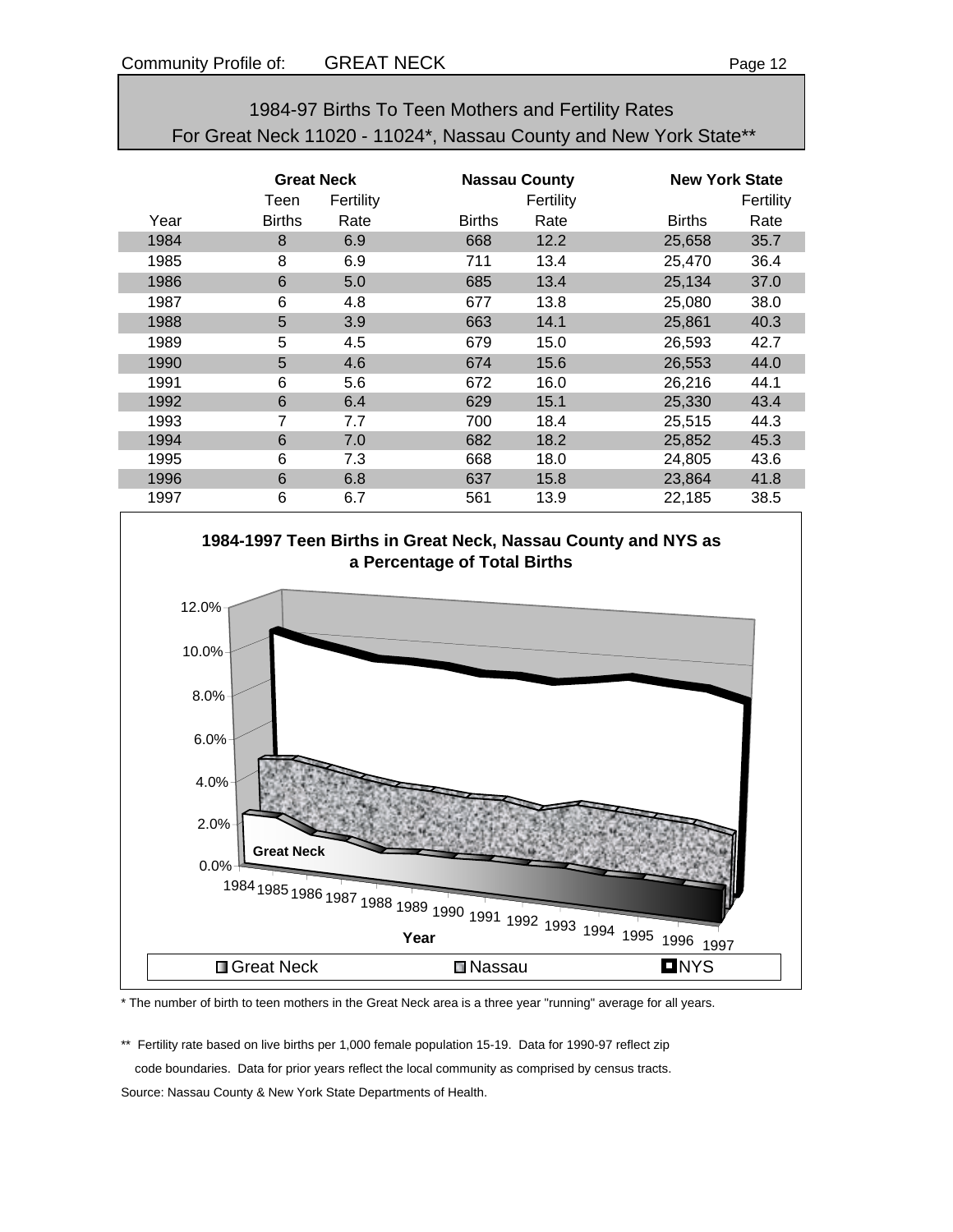## 1984-97 Births To Teen Mothers and Fertility Rates
## For Great Neck 11020 - 11024*, Nassau County and New York State**

| | Great Neck | | Nassau County | | New York State | |
|---|---|---|---|---|---|---|
| Year | Teen Births | Fertility Rate | Births | Fertility Rate | Births | Fertility Rate |
| 1984 | 8 | 6.9 | 668 | 12.2 | 25,658 | 35.7 |
| 1985 | 8 | 6.9 | 711 | 13.4 | 25,470 | 36.4 |
| 1986 | 6 | 5.0 | 685 | 13.4 | 25,134 | 37.0 |
| 1987 | 6 | 4.8 | 677 | 13.8 | 25,080 | 38.0 |
| 1988 | 5 | 3.9 | 663 | 14.1 | 25,861 | 40.3 |
| 1989 | 5 | 4.5 | 679 | 15.0 | 26,593 | 42.7 |
| 1990 | 5 | 4.6 | 674 | 15.6 | 26,553 | 44.0 |
| 1991 | 6 | 5.6 | 672 | 16.0 | 26,216 | 44.1 |
| 1992 | 6 | 6.4 | 629 | 15.1 | 25,330 | 43.4 |
| 1993 | 7 | 7.7 | 700 | 18.4 | 25,515 | 44.3 |
| 1994 | 6 | 7.0 | 682 | 18.2 | 25,852 | 45.3 |
| 1995 | 6 | 7.3 | 668 | 18.0 | 24,805 | 43.6 |
| 1996 | 6 | 6.8 | 637 | 15.8 | 23,864 | 41.8 |
| 1997 | 6 | 6.7 | 561 | 13.9 | 22,185 | 38.5 |

**1984-1997 Teen Births in Great Neck, Nassau County and NYS as a Percentage of Total Births**

12.0%
10.0%
8.0%
6.0%
4.0%
2.0%
0.0%

Great Neck

1984 1985 1986 1987 1988 1989 1990 1991 1992 1993 1994 1995 1996 1997

Year

Great Neck Nassau NYS

\* The number of birth to teen mothers in the Great Neck area is a three year "running" average for all years.

\*\* Fertility rate based on live births per 1,000 female population 15-19. Data for 1990-97 reflect zip code boundaries. Data for prior years reflect the local community as comprised by census tracts.

Source: Nassau County & New York State Departments of Health.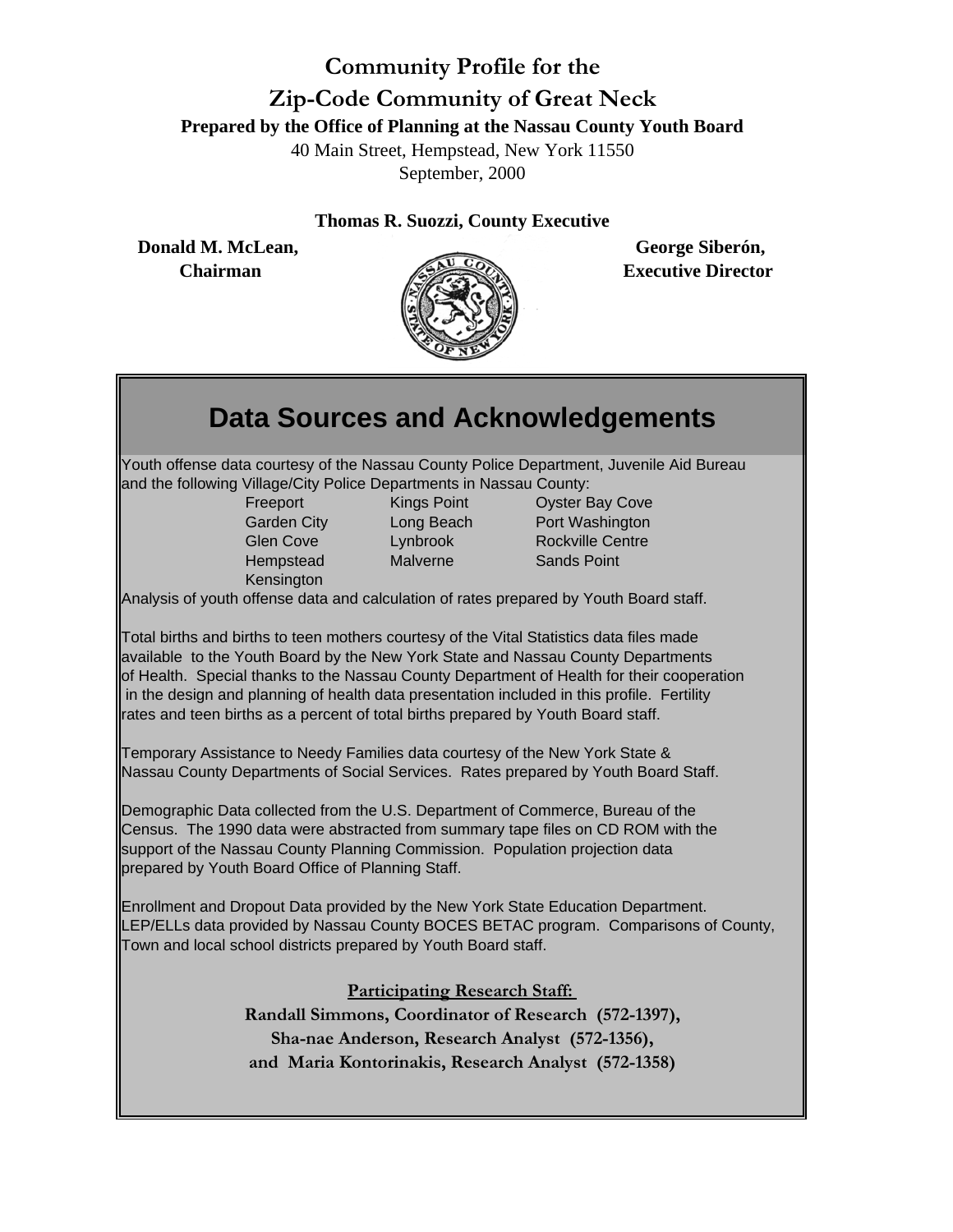# Community Profile for the

# Zip-Code Community of Great Neck

**Prepared by the Office of Planning at the Nassau County Youth Board**

40 Main Street, Hempstead, New York 11550

September, 2000

**Thomas R. Suozzi, County Executive**

**Donald M. McLean, Chairman**

**George Siberón, Executive Director**

## Data Sources and Acknowledgements

Youth offense data courtesy of the Nassau County Police Department, Juvenile Aid Bureau and the following Village/City Police Departments in Nassau County:

| | | |
|---|---|---|
| Freeport | Kings Point | Oyster Bay Cove |
| Garden City | Long Beach | Port Washington |
| Glen Cove | Lynbrook | Rockville Centre |
| Hempstead | Malverne | Sands Point |
| Kensington | | |

Analysis of youth offense data and calculation of rates prepared by Youth Board staff.

Total births and births to teen mothers courtesy of the Vital Statistics data files made available to the Youth Board by the New York State and Nassau County Departments of Health. Special thanks to the Nassau County Department of Health for their cooperation in the design and planning of health data presentation included in this profile. Fertility rates and teen births as a percent of total births prepared by Youth Board staff.

Temporary Assistance to Needy Families data courtesy of the New York State & Nassau County Departments of Social Services. Rates prepared by Youth Board Staff.

Demographic Data collected from the U.S. Department of Commerce, Bureau of the Census. The 1990 data were abstracted from summary tape files on CD ROM with the support of the Nassau County Planning Commission. Population projection data prepared by Youth Board Office of Planning Staff.

Enrollment and Dropout Data provided by the New York State Education Department. LEP/ELLs data provided by Nassau County BOCES BETAC program. Comparisons of County, Town and local school districts prepared by Youth Board staff.

**Participating Research Staff:**

**Randall Simmons, Coordinator of Research (572-1397),**

**Sha-nae Anderson, Research Analyst (572-1356),**

**and Maria Kontorinakis, Research Analyst (572-1358)**